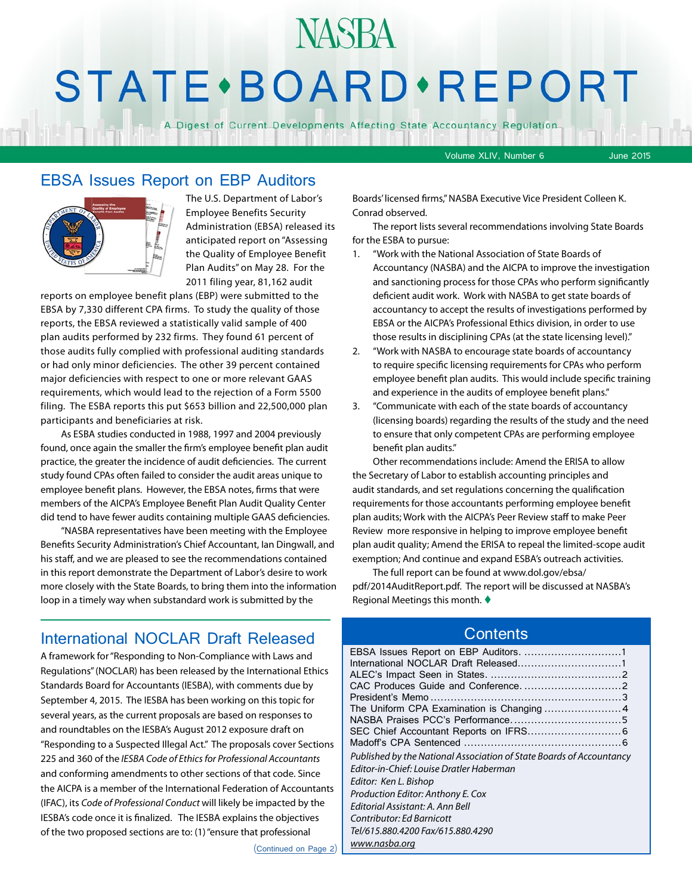# NASBA STATE•BOARD•REPORT

A Digest of Current Developments Affecting State Accountancy Regulation

Volume XLIV, Number 6 June 2015

## EBSA Issues Report on EBP Auditors

The U.S. Department of Labor's Employee Benefits Security Administration (EBSA) released its anticipated report on "Assessing the Quality of Employee Benefit Plan Audits" on May 28. For the 2011 filing year, 81,162 audit reports on employee benefit plans (EBP) were submitted to the EBSA by 7,330 different CPA firms. To study the quality of those reports, the EBSA reviewed a statistically valid sample of 400 plan audits performed by 232 firms. They found 61 percent of those audits fully complied with professional auditing standards or had only minor deficiencies. The other 39 percent contained major deficiencies with respect to one or more relevant GAAS requirements, which would lead to the rejection of a Form 5500 filing. The ESBA reports this put $653 billion and 22,500,000 plan participants and beneficiaries at risk.

As ESBA studies conducted in 1988, 1997 and 2004 previously found, once again the smaller the firm's employee benefit plan audit practice, the greater the incidence of audit deficiencies. The current study found CPAs often failed to consider the audit areas unique to employee benefit plans. However, the EBSA notes, firms that were members of the AICPA's Employee Benefit Plan Audit Quality Center did tend to have fewer audits containing multiple GAAS deficiencies.

"NASBA representatives have been meeting with the Employee Benefits Security Administration's Chief Accountant, Ian Dingwall, and his staff, and we are pleased to see the recommendations contained in this report demonstrate the Department of Labor's desire to work more closely with the State Boards, to bring them into the information loop in a timely way when substandard work is submitted by the Boards' licensed firms," NASBA Executive Vice President Colleen K. Conrad observed.

The report lists several recommendations involving State Boards for the ESBA to pursue:

1. "Work with the National Association of State Boards of Accountancy (NASBA) and the AICPA to improve the investigation and sanctioning process for those CPAs who perform significantly deficient audit work. Work with NASBA to get state boards of accountancy to accept the results of investigations performed by EBSA or the AICPA's Professional Ethics division, in order to use those results in disciplining CPAs (at the state licensing level)."
2. "Work with NASBA to encourage state boards of accountancy to require specific licensing requirements for CPAs who perform employee benefit plan audits. This would include specific training and experience in the audits of employee benefit plans."
3. "Communicate with each of the state boards of accountancy (licensing boards) regarding the results of the study and the need to ensure that only competent CPAs are performing employee benefit plan audits."

Other recommendations include: Amend the ERISA to allow the Secretary of Labor to establish accounting principles and audit standards, and set regulations concerning the qualification requirements for those accountants performing employee benefit plan audits; Work with the AICPA's Peer Review staff to make Peer Review more responsive in helping to improve employee benefit plan audit quality; Amend the ERISA to repeal the limited-scope audit exemption; And continue and expand ESBA's outreach activities.

The full report can be found at www.dol.gov/ebsa/pdf/2014AuditReport.pdf. The report will be discussed at NASBA's Regional Meetings this month. ♦

## International NOCLAR Draft Released

A framework for "Responding to Non-Compliance with Laws and Regulations" (NOCLAR) has been released by the International Ethics Standards Board for Accountants (IESBA), with comments due by September 4, 2015. The IESBA has been working on this topic for several years, as the current proposals are based on responses to and roundtables on the IESBA's August 2012 exposure draft on "Responding to a Suspected Illegal Act." The proposals cover Sections 225 and 360 of the *IESBA Code of Ethics for Professional Accountants* and conforming amendments to other sections of that code. Since the AICPA is a member of the International Federation of Accountants (IFAC), its *Code of Professional Conduct* will likely be impacted by the IESBA's code once it is finalized. The IESBA explains the objectives of the two proposed sections are to: (1) "ensure that professional

(Continued on Page 2)

## Contents

- EBSA Issues Report on EBP Auditors .....1
- International NOCLAR Draft Released .....1
- ALEC's Impact Seen in States .....2
- CAC Produces Guide and Conference .....2
- President's Memo .....3
- The Uniform CPA Examination is Changing .....4
- NASBA Praises PCC's Performance .....5
- SEC Chief Accountant Reports on IFRS .....6
- Madoff's CPA Sentenced .....6

*Published by the National Association of State Boards of Accountancy*
*Editor-in-Chief: Louise Dratler Haberman*
*Editor: Ken L. Bishop*
*Production Editor: Anthony E. Cox*
*Editorial Assistant: A. Ann Bell*
*Contributor: Ed Barnicott*
*Tel/615.880.4200 Fax/615.880.4290*
*www.nasba.org*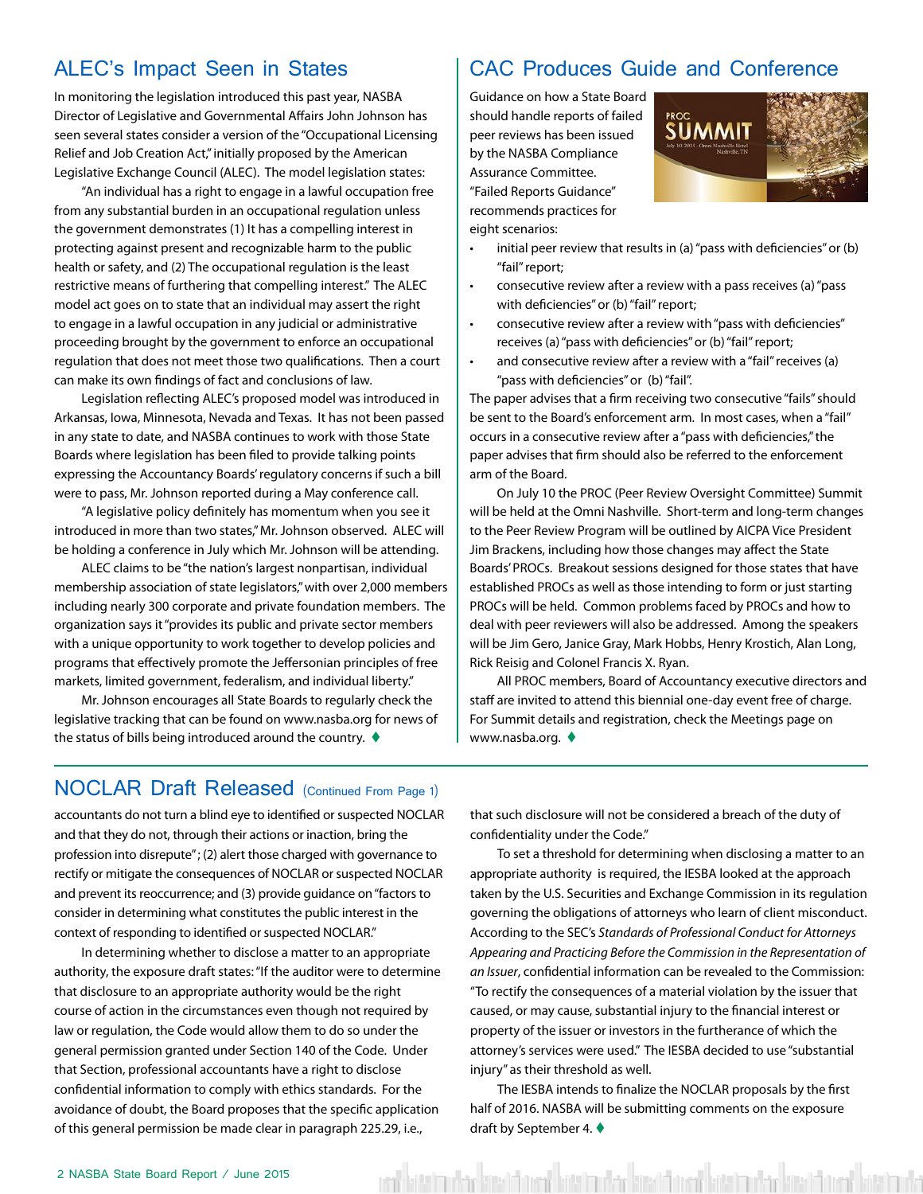## ALEC's Impact Seen in States

In monitoring the legislation introduced this past year, NASBA Director of Legislative and Governmental Affairs John Johnson has seen several states consider a version of the "Occupational Licensing Relief and Job Creation Act," initially proposed by the American Legislative Exchange Council (ALEC). The model legislation states:

"An individual has a right to engage in a lawful occupation free from any substantial burden in an occupational regulation unless the government demonstrates (1) It has a compelling interest in protecting against present and recognizable harm to the public health or safety, and (2) The occupational regulation is the least restrictive means of furthering that compelling interest." The ALEC model act goes on to state that an individual may assert the right to engage in a lawful occupation in any judicial or administrative proceeding brought by the government to enforce an occupational regulation that does not meet those two qualifications. Then a court can make its own findings of fact and conclusions of law.

Legislation reflecting ALEC's proposed model was introduced in Arkansas, Iowa, Minnesota, Nevada and Texas. It has not been passed in any state to date, and NASBA continues to work with those State Boards where legislation has been filed to provide talking points expressing the Accountancy Boards' regulatory concerns if such a bill were to pass, Mr. Johnson reported during a May conference call.

"A legislative policy definitely has momentum when you see it introduced in more than two states," Mr. Johnson observed. ALEC will be holding a conference in July which Mr. Johnson will be attending.

ALEC claims to be "the nation's largest nonpartisan, individual membership association of state legislators," with over 2,000 members including nearly 300 corporate and private foundation members. The organization says it "provides its public and private sector members with a unique opportunity to work together to develop policies and programs that effectively promote the Jeffersonian principles of free markets, limited government, federalism, and individual liberty."

Mr. Johnson encourages all State Boards to regularly check the legislative tracking that can be found on www.nasba.org for news of the status of bills being introduced around the country. ♦

## CAC Produces Guide and Conference

Guidance on how a State Board should handle reports of failed peer reviews has been issued by the NASBA Compliance Assurance Committee. "Failed Reports Guidance" recommends practices for eight scenarios:

- initial peer review that results in (a) "pass with deficiencies" or (b) "fail" report;
- consecutive review after a review with a pass receives (a) "pass with deficiencies" or (b) "fail" report;
- consecutive review after a review with "pass with deficiencies" receives (a) "pass with deficiencies" or (b) "fail" report;
- and consecutive review after a review with a "fail" receives (a) "pass with deficiencies" or (b) "fail".

The paper advises that a firm receiving two consecutive "fails" should be sent to the Board's enforcement arm. In most cases, when a "fail" occurs in a consecutive review after a "pass with deficiencies," the paper advises that firm should also be referred to the enforcement arm of the Board.

On July 10 the PROC (Peer Review Oversight Committee) Summit will be held at the Omni Nashville. Short-term and long-term changes to the Peer Review Program will be outlined by AICPA Vice President Jim Brackens, including how those changes may affect the State Boards' PROCs. Breakout sessions designed for those states that have established PROCs as well as those intending to form or just starting PROCs will be held. Common problems faced by PROCs and how to deal with peer reviewers will also be addressed. Among the speakers will be Jim Gero, Janice Gray, Mark Hobbs, Henry Krostich, Alan Long, Rick Reisig and Colonel Francis X. Ryan.

All PROC members, Board of Accountancy executive directors and staff are invited to attend this biennial one-day event free of charge. For Summit details and registration, check the Meetings page on www.nasba.org. ♦

## NOCLAR Draft Released (Continued From Page 1)

accountants do not turn a blind eye to identified or suspected NOCLAR and that they do not, through their actions or inaction, bring the profession into disrepute"; (2) alert those charged with governance to rectify or mitigate the consequences of NOCLAR or suspected NOCLAR and prevent its reoccurrence; and (3) provide guidance on "factors to consider in determining what constitutes the public interest in the context of responding to identified or suspected NOCLAR."

In determining whether to disclose a matter to an appropriate authority, the exposure draft states: "If the auditor were to determine that disclosure to an appropriate authority would be the right course of action in the circumstances even though not required by law or regulation, the Code would allow them to do so under the general permission granted under Section 140 of the Code. Under that Section, professional accountants have a right to disclose confidential information to comply with ethics standards. For the avoidance of doubt, the Board proposes that the specific application of this general permission be made clear in paragraph 225.29, i.e., that such disclosure will not be considered a breach of the duty of confidentiality under the Code."

To set a threshold for determining when disclosing a matter to an appropriate authority is required, the IESBA looked at the approach taken by the U.S. Securities and Exchange Commission in its regulation governing the obligations of attorneys who learn of client misconduct. According to the SEC's *Standards of Professional Conduct for Attorneys Appearing and Practicing Before the Commission in the Representation of an Issuer*, confidential information can be revealed to the Commission: "To rectify the consequences of a material violation by the issuer that caused, or may cause, substantial injury to the financial interest or property of the issuer or investors in the furtherance of which the attorney's services were used." The IESBA decided to use "substantial injury" as their threshold as well.

The IESBA intends to finalize the NOCLAR proposals by the first half of 2016. NASBA will be submitting comments on the exposure draft by September 4. ♦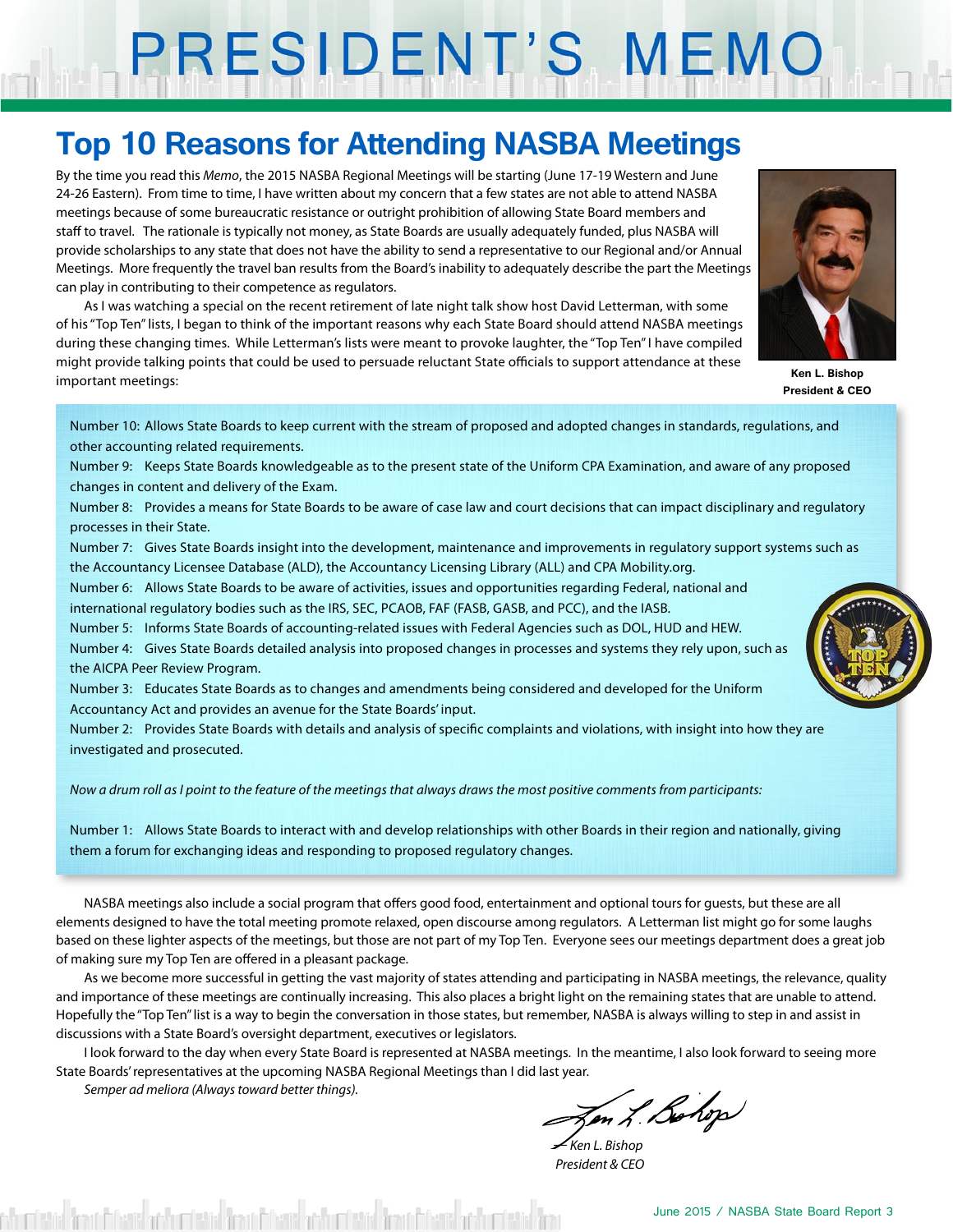# PRESIDENT'S MEMO

## Top 10 Reasons for Attending NASBA Meetings

By the time you read this *Memo*, the 2015 NASBA Regional Meetings will be starting (June 17-19 Western and June 24-26 Eastern). From time to time, I have written about my concern that a few states are not able to attend NASBA meetings because of some bureaucratic resistance or outright prohibition of allowing State Board members and staff to travel. The rationale is typically not money, as State Boards are usually adequately funded, plus NASBA will provide scholarships to any state that does not have the ability to send a representative to our Regional and/or Annual Meetings. More frequently the travel ban results from the Board's inability to adequately describe the part the Meetings can play in contributing to their competence as regulators.

As I was watching a special on the recent retirement of late night talk show host David Letterman, with some of his "Top Ten" lists, I began to think of the important reasons why each State Board should attend NASBA meetings during these changing times. While Letterman's lists were meant to provoke laughter, the "Top Ten" I have compiled might provide talking points that could be used to persuade reluctant State officials to support attendance at these important meetings:

**Ken L. Bishop**
**President & CEO**

Number 10: Allows State Boards to keep current with the stream of proposed and adopted changes in standards, regulations, and other accounting related requirements.

Number 9: Keeps State Boards knowledgeable as to the present state of the Uniform CPA Examination, and aware of any proposed changes in content and delivery of the Exam.

Number 8: Provides a means for State Boards to be aware of case law and court decisions that can impact disciplinary and regulatory processes in their State.

Number 7: Gives State Boards insight into the development, maintenance and improvements in regulatory support systems such as the Accountancy Licensee Database (ALD), the Accountancy Licensing Library (ALL) and CPA Mobility.org.

Number 6: Allows State Boards to be aware of activities, issues and opportunities regarding Federal, national and international regulatory bodies such as the IRS, SEC, PCAOB, FAF (FASB, GASB, and PCC), and the IASB.

Number 5: Informs State Boards of accounting-related issues with Federal Agencies such as DOL, HUD and HEW.

Number 4: Gives State Boards detailed analysis into proposed changes in processes and systems they rely upon, such as the AICPA Peer Review Program.

Number 3: Educates State Boards as to changes and amendments being considered and developed for the Uniform Accountancy Act and provides an avenue for the State Boards' input.

Number 2: Provides State Boards with details and analysis of specific complaints and violations, with insight into how they are investigated and prosecuted.

*Now a drum roll as I point to the feature of the meetings that always draws the most positive comments from participants:*

Number 1: Allows State Boards to interact with and develop relationships with other Boards in their region and nationally, giving them a forum for exchanging ideas and responding to proposed regulatory changes.

NASBA meetings also include a social program that offers good food, entertainment and optional tours for guests, but these are all elements designed to have the total meeting promote relaxed, open discourse among regulators. A Letterman list might go for some laughs based on these lighter aspects of the meetings, but those are not part of my Top Ten. Everyone sees our meetings department does a great job of making sure my Top Ten are offered in a pleasant package.

As we become more successful in getting the vast majority of states attending and participating in NASBA meetings, the relevance, quality and importance of these meetings are continually increasing. This also places a bright light on the remaining states that are unable to attend. Hopefully the "Top Ten" list is a way to begin the conversation in those states, but remember, NASBA is always willing to step in and assist in discussions with a State Board's oversight department, executives or legislators.

I look forward to the day when every State Board is represented at NASBA meetings. In the meantime, I also look forward to seeing more State Boards' representatives at the upcoming NASBA Regional Meetings than I did last year.

*Semper ad meliora (Always toward better things).*

*— Ken L. Bishop*
*President & CEO*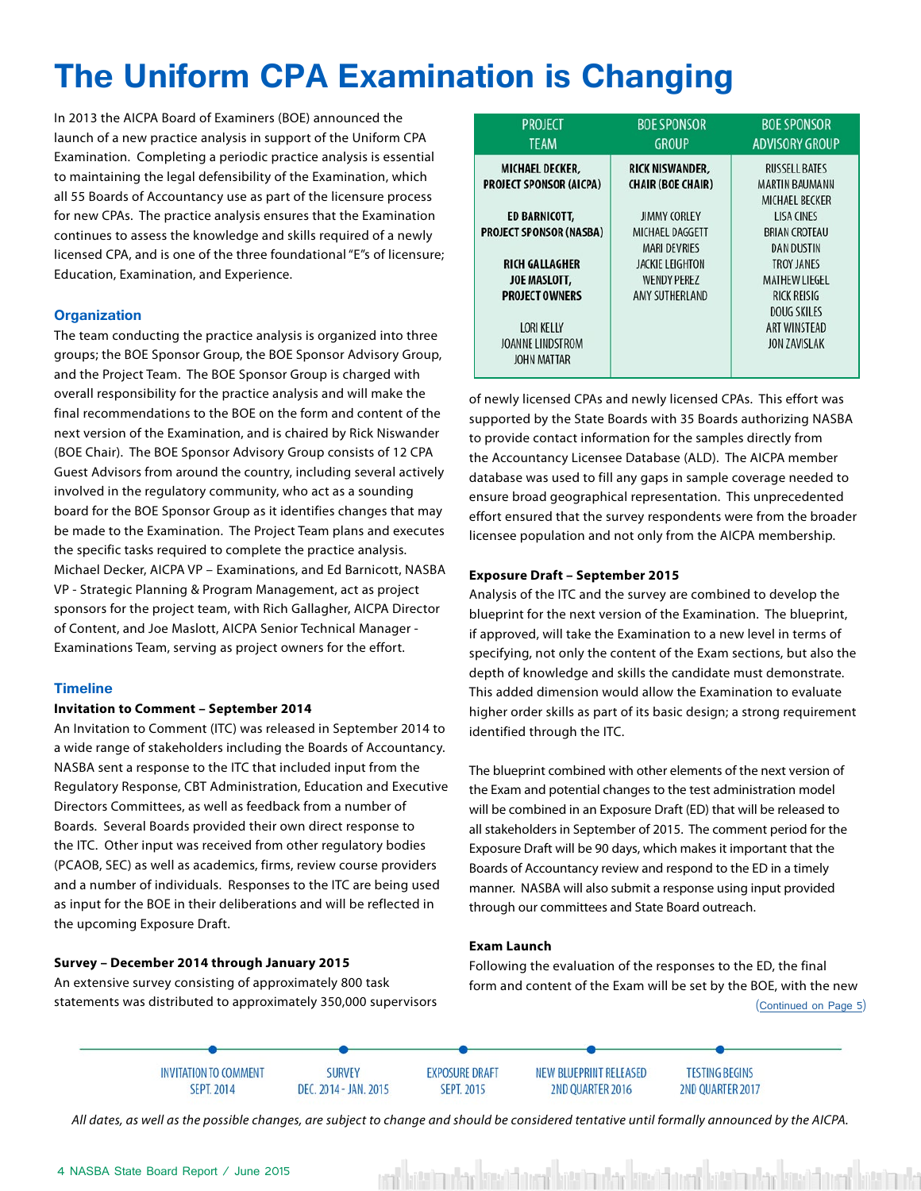# The Uniform CPA Examination is Changing

In 2013 the AICPA Board of Examiners (BOE) announced the launch of a new practice analysis in support of the Uniform CPA Examination. Completing a periodic practice analysis is essential to maintaining the legal defensibility of the Examination, which all 55 Boards of Accountancy use as part of the licensure process for new CPAs. The practice analysis ensures that the Examination continues to assess the knowledge and skills required of a newly licensed CPA, and is one of the three foundational "E"s of licensure; Education, Examination, and Experience.

## Organization

The team conducting the practice analysis is organized into three groups; the BOE Sponsor Group, the BOE Sponsor Advisory Group, and the Project Team. The BOE Sponsor Group is charged with overall responsibility for the practice analysis and will make the final recommendations to the BOE on the form and content of the next version of the Examination, and is chaired by Rick Niswander (BOE Chair). The BOE Sponsor Advisory Group consists of 12 CPA Guest Advisors from around the country, including several actively involved in the regulatory community, who act as a sounding board for the BOE Sponsor Group as it identifies changes that may be made to the Examination. The Project Team plans and executes the specific tasks required to complete the practice analysis. Michael Decker, AICPA VP – Examinations, and Ed Barnicott, NASBA VP - Strategic Planning & Program Management, act as project sponsors for the project team, with Rich Gallagher, AICPA Director of Content, and Joe Maslott, AICPA Senior Technical Manager - Examinations Team, serving as project owners for the effort.

| PROJECT TEAM | BOE SPONSOR GROUP | BOE SPONSOR ADVISORY GROUP |
|---|---|---|
| **MICHAEL DECKER, PROJECT SPONSOR (AICPA)** | **RICK NISWANDER, CHAIR (BOE CHAIR)** | RUSSELL BATES |
| | | MARTIN BAUMANN |
| | | MICHAEL BECKER |
| **ED BARNICOTT, PROJECT SPONSOR (NASBA)** | JIMMY CORLEY | LISA CINES |
| | MICHAEL DAGGETT | BRIAN CROTEAU |
| | MARI DEVRIES | DAN DUSTIN |
| **RICH GALLAGHER** | JACKIE LEIGHTON | TROY JANES |
| **JOE MASLOTT, PROJECT OWNERS** | WENDY PEREZ | MATHEW LIEGEL |
| | AMY SUTHERLAND | RICK REISIG |
| | | DOUG SKILES |
| LORI KELLY | | ART WINSTEAD |
| JOANNE LINDSTROM | | JON ZAVISLAK |
| JOHN MATTAR | | |

## Timeline

### Invitation to Comment – September 2014

An Invitation to Comment (ITC) was released in September 2014 to a wide range of stakeholders including the Boards of Accountancy. NASBA sent a response to the ITC that included input from the Regulatory Response, CBT Administration, Education and Executive Directors Committees, as well as feedback from a number of Boards. Several Boards provided their own direct response to the ITC. Other input was received from other regulatory bodies (PCAOB, SEC) as well as academics, firms, review course providers and a number of individuals. Responses to the ITC are being used as input for the BOE in their deliberations and will be reflected in the upcoming Exposure Draft.

### Survey – December 2014 through January 2015

An extensive survey consisting of approximately 800 task statements was distributed to approximately 350,000 supervisors of newly licensed CPAs and newly licensed CPAs. This effort was supported by the State Boards with 35 Boards authorizing NASBA to provide contact information for the samples directly from the Accountancy Licensee Database (ALD). The AICPA member database was used to fill any gaps in sample coverage needed to ensure broad geographical representation. This unprecedented effort ensured that the survey respondents were from the broader licensee population and not only from the AICPA membership.

### Exposure Draft – September 2015

Analysis of the ITC and the survey are combined to develop the blueprint for the next version of the Examination. The blueprint, if approved, will take the Examination to a new level in terms of specifying, not only the content of the Exam sections, but also the depth of knowledge and skills the candidate must demonstrate. This added dimension would allow the Examination to evaluate higher order skills as part of its basic design; a strong requirement identified through the ITC.

The blueprint combined with other elements of the next version of the Exam and potential changes to the test administration model will be combined in an Exposure Draft (ED) that will be released to all stakeholders in September of 2015. The comment period for the Exposure Draft will be 90 days, which makes it important that the Boards of Accountancy review and respond to the ED in a timely manner. NASBA will also submit a response using input provided through our committees and State Board outreach.

### Exam Launch

Following the evaluation of the responses to the ED, the final form and content of the Exam will be set by the BOE, with the new

(Continued on Page 5)

INVITATION TO COMMENT SEPT. 2014

SURVEY DEC. 2014 - JAN. 2015

EXPOSURE DRAFT SEPT. 2015

NEW BLUEPRINT RELEASED 2ND QUARTER 2016

TESTING BEGINS 2ND QUARTER 2017

*All dates, as well as the possible changes, are subject to change and should be considered tentative until formally announced by the AICPA.*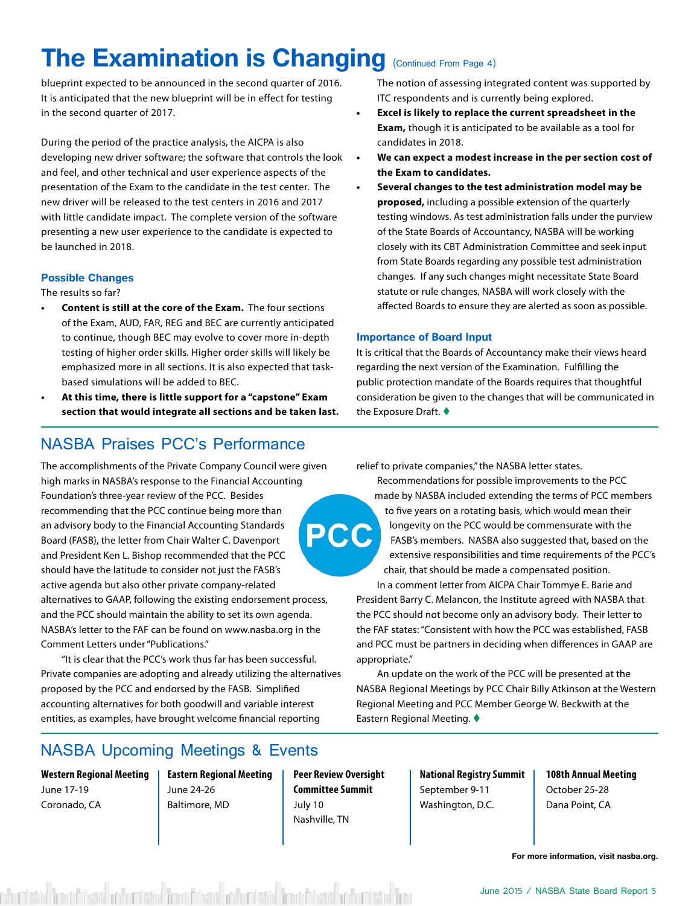# The Examination is Changing (Continued From Page 4)

blueprint expected to be announced in the second quarter of 2016. It is anticipated that the new blueprint will be in effect for testing in the second quarter of 2017.

During the period of the practice analysis, the AICPA is also developing new driver software; the software that controls the look and feel, and other technical and user experience aspects of the presentation of the Exam to the candidate in the test center. The new driver will be released to the test centers in 2016 and 2017 with little candidate impact. The complete version of the software presenting a new user experience to the candidate is expected to be launched in 2018.

### Possible Changes

The results so far?

- **Content is still at the core of the Exam.** The four sections of the Exam, AUD, FAR, REG and BEC are currently anticipated to continue, though BEC may evolve to cover more in-depth testing of higher order skills. Higher order skills will likely be emphasized more in all sections. It is also expected that task-based simulations will be added to BEC.
- **At this time, there is little support for a "capstone" Exam section that would integrate all sections and be taken last.** The notion of assessing integrated content was supported by ITC respondents and is currently being explored.
- **Excel is likely to replace the current spreadsheet in the Exam,** though it is anticipated to be available as a tool for candidates in 2018.
- **We can expect a modest increase in the per section cost of the Exam to candidates.**
- **Several changes to the test administration model may be proposed,** including a possible extension of the quarterly testing windows. As test administration falls under the purview of the State Boards of Accountancy, NASBA will be working closely with its CBT Administration Committee and seek input from State Boards regarding any possible test administration changes. If any such changes might necessitate State Board statute or rule changes, NASBA will work closely with the affected Boards to ensure they are alerted as soon as possible.

### Importance of Board Input

It is critical that the Boards of Accountancy make their views heard regarding the next version of the Examination. Fulfilling the public protection mandate of the Boards requires that thoughtful consideration be given to the changes that will be communicated in the Exposure Draft. ♦

## NASBA Praises PCC's Performance

The accomplishments of the Private Company Council were given high marks in NASBA's response to the Financial Accounting Foundation's three-year review of the PCC. Besides recommending that the PCC continue being more than an advisory body to the Financial Accounting Standards Board (FASB), the letter from Chair Walter C. Davenport and President Ken L. Bishop recommended that the PCC should have the latitude to consider not just the FASB's active agenda but also other private company-related alternatives to GAAP, following the existing endorsement process, and the PCC should maintain the ability to set its own agenda. NASBA's letter to the FAF can be found on www.nasba.org in the Comment Letters under "Publications."

"It is clear that the PCC's work thus far has been successful. Private companies are adopting and already utilizing the alternatives proposed by the PCC and endorsed by the FASB. Simplified accounting alternatives for both goodwill and variable interest entities, as examples, have brought welcome financial reporting relief to private companies," the NASBA letter states.

Recommendations for possible improvements to the PCC made by NASBA included extending the terms of PCC members to five years on a rotating basis, which would mean their longevity on the PCC would be commensurate with the FASB's members. NASBA also suggested that, based on the extensive responsibilities and time requirements of the PCC's chair, that should be a compensated position.

In a comment letter from AICPA Chair Tommye E. Barie and President Barry C. Melancon, the Institute agreed with NASBA that the PCC should not become only an advisory body. Their letter to the FAF states: "Consistent with how the PCC was established, FASB and PCC must be partners in deciding when differences in GAAP are appropriate."

An update on the work of the PCC will be presented at the NASBA Regional Meetings by PCC Chair Billy Atkinson at the Western Regional Meeting and PCC Member George W. Beckwith at the Eastern Regional Meeting. ♦

## NASBA Upcoming Meetings & Events

**Western Regional Meeting**
June 17-19
Coronado, CA

**Eastern Regional Meeting**
June 24-26
Baltimore, MD

**Peer Review Oversight Committee Summit**
July 10
Nashville, TN

**National Registry Summit**
September 9-11
Washington, D.C.

**108th Annual Meeting**
October 25-28
Dana Point, CA

**For more information, visit nasba.org.**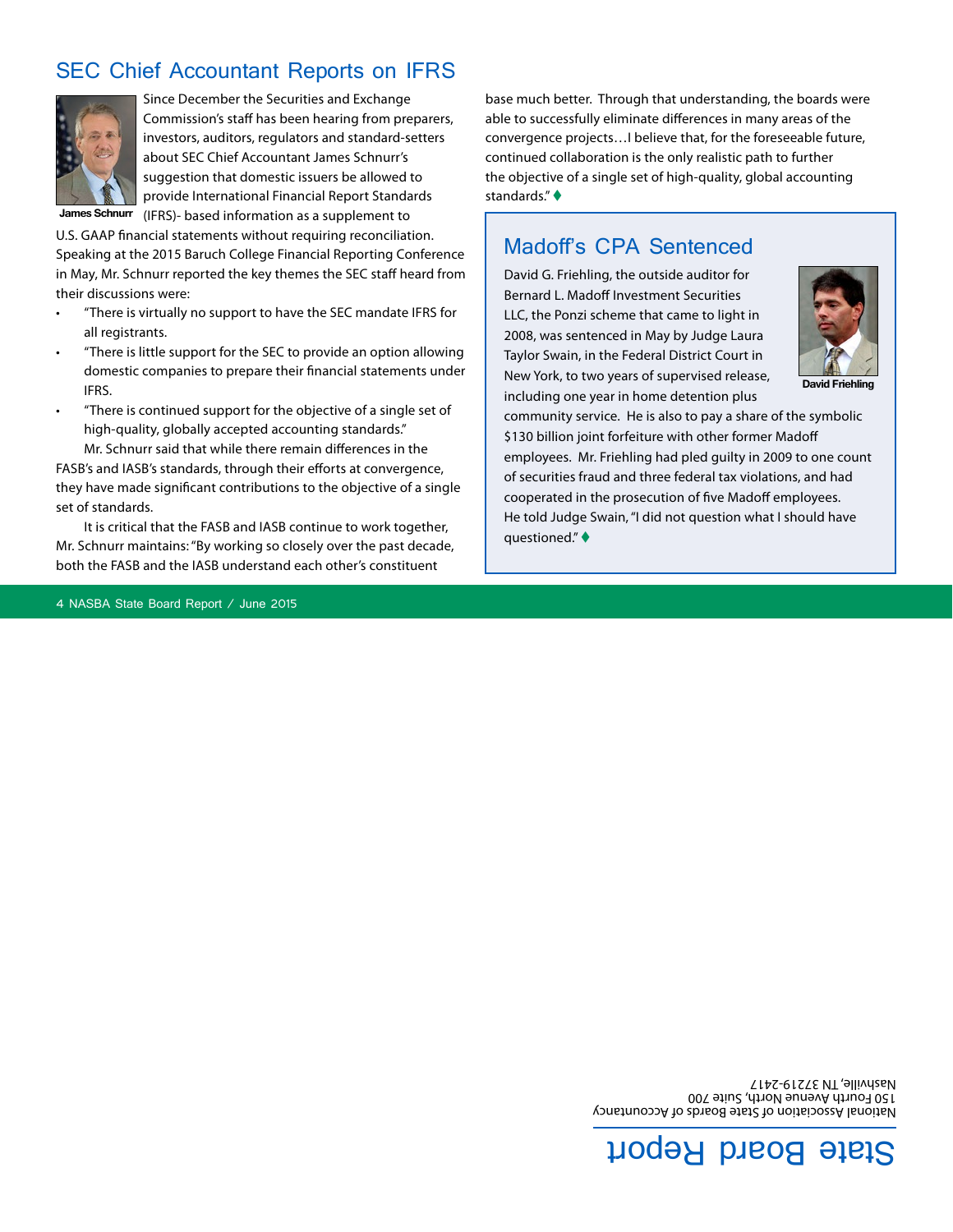## SEC Chief Accountant Reports on IFRS

James Schnurr

Since December the Securities and Exchange Commission's staff has been hearing from preparers, investors, auditors, regulators and standard-setters about SEC Chief Accountant James Schnurr's suggestion that domestic issuers be allowed to provide International Financial Report Standards (IFRS)- based information as a supplement to U.S. GAAP financial statements without requiring reconciliation. Speaking at the 2015 Baruch College Financial Reporting Conference in May, Mr. Schnurr reported the key themes the SEC staff heard from their discussions were:

- "There is virtually no support to have the SEC mandate IFRS for all registrants.
- "There is little support for the SEC to provide an option allowing domestic companies to prepare their financial statements under IFRS.
- "There is continued support for the objective of a single set of high-quality, globally accepted accounting standards."

Mr. Schnurr said that while there remain differences in the FASB's and IASB's standards, through their efforts at convergence, they have made significant contributions to the objective of a single set of standards.

It is critical that the FASB and IASB continue to work together, Mr. Schnurr maintains: "By working so closely over the past decade, both the FASB and the IASB understand each other's constituent base much better. Through that understanding, the boards were able to successfully eliminate differences in many areas of the convergence projects…I believe that, for the foreseeable future, continued collaboration is the only realistic path to further the objective of a single set of high-quality, global accounting standards." ♦

## Madoff's CPA Sentenced

David Friehling

David G. Friehling, the outside auditor for Bernard L. Madoff Investment Securities LLC, the Ponzi scheme that came to light in 2008, was sentenced in May by Judge Laura Taylor Swain, in the Federal District Court in New York, to two years of supervised release, including one year in home detention plus community service. He is also to pay a share of the symbolic $130 billion joint forfeiture with other former Madoff employees. Mr. Friehling had pled guilty in 2009 to one count of securities fraud and three federal tax violations, and had cooperated in the prosecution of five Madoff employees. He told Judge Swain, "I did not question what I should have questioned." ♦

State Board Report

National Association of State Boards of Accountancy
150 Fourth Avenue North, Suite 700
Nashville, TN 37219-2417